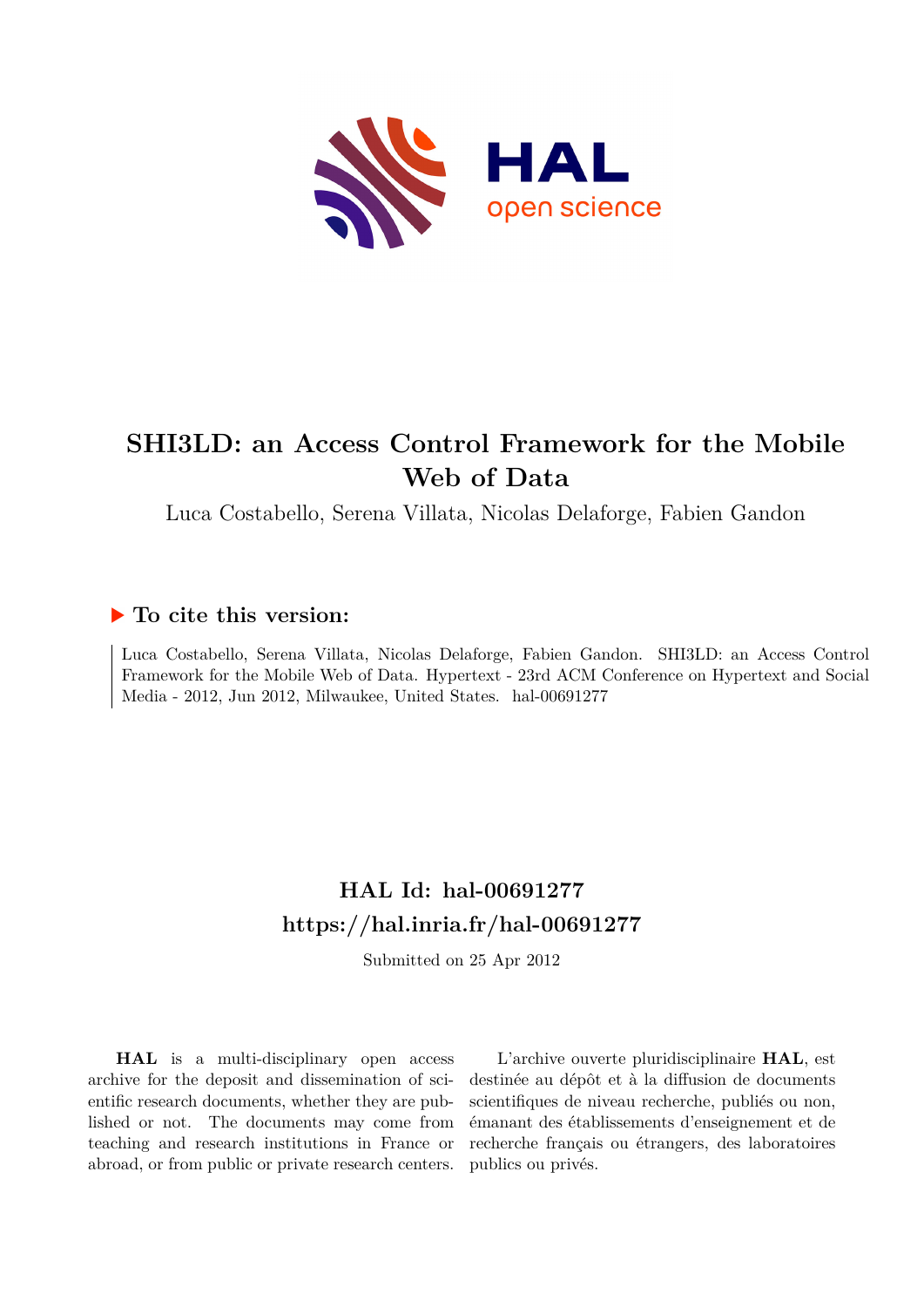# SHI3LD: an Access Control Framework for the Mobile Web of Data

Luca Costabello, Serena Villata, Nicolas Delaforge, Fabien Gandon

## ▶ To cite this version:

Luca Costabello, Serena Villata, Nicolas Delaforge, Fabien Gandon. SHI3LD: an Access Control Framework for the Mobile Web of Data. Hypertext - 23rd ACM Conference on Hypertext and Social Media - 2012, Jun 2012, Milwaukee, United States. hal-00691277

## HAL Id: hal-00691277

## https://hal.inria.fr/hal-00691277

Submitted on 25 Apr 2012

**HAL** is a multi-disciplinary open access archive for the deposit and dissemination of scientific research documents, whether they are published or not. The documents may come from teaching and research institutions in France or abroad, or from public or private research centers.

L'archive ouverte pluridisciplinaire **HAL**, est destinée au dépôt et à la diffusion de documents scientifiques de niveau recherche, publiés ou non, émanant des établissements d'enseignement et de recherche français ou étrangers, des laboratoires publics ou privés.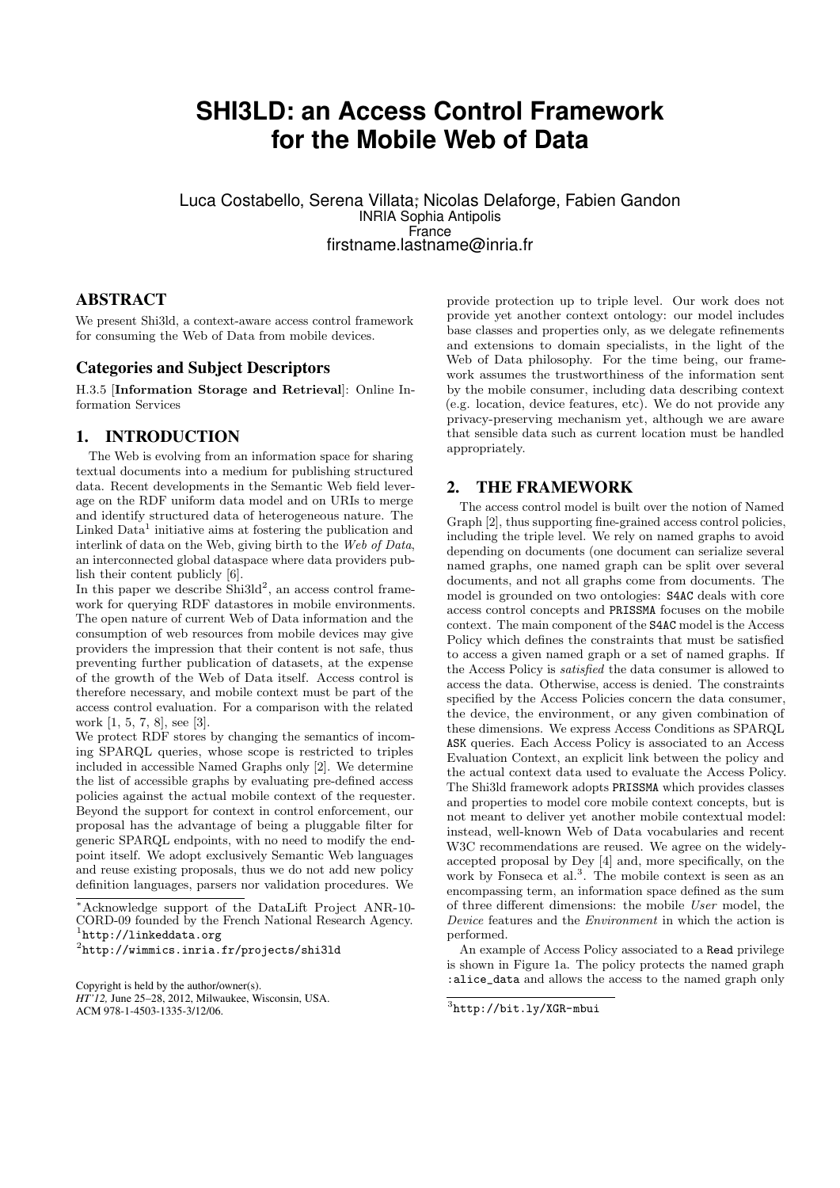# SHI3LD: an Access Control Framework for the Mobile Web of Data

Luca Costabello, Serena Villata*, Nicolas Delaforge, Fabien Gandon
INRIA Sophia Antipolis
France
firstname.lastname@inria.fr

## ABSTRACT

We present Shi3ld, a context-aware access control framework for consuming the Web of Data from mobile devices.

### Categories and Subject Descriptors

H.3.5 [**Information Storage and Retrieval**]: Online Information Services

## 1. INTRODUCTION

The Web is evolving from an information space for sharing textual documents into a medium for publishing structured data. Recent developments in the Semantic Web field leverage on the RDF uniform data model and on URIs to merge and identify structured data of heterogeneous nature. The Linked Data[1] initiative aims at fostering the publication and interlink of data on the Web, giving birth to the *Web of Data*, an interconnected global dataspace where data providers publish their content publicly [6].

In this paper we describe Shi3ld[2], an access control framework for querying RDF datastores in mobile environments. The open nature of current Web of Data information and the consumption of web resources from mobile devices may give providers the impression that their content is not safe, thus preventing further publication of datasets, at the expense of the growth of the Web of Data itself. Access control is therefore necessary, and mobile context must be part of the access control evaluation. For a comparison with the related work [1, 5, 7, 8], see [3].

We protect RDF stores by changing the semantics of incoming SPARQL queries, whose scope is restricted to triples included in accessible Named Graphs only [2]. We determine the list of accessible graphs by evaluating pre-defined access policies against the actual mobile context of the requester. Beyond the support for context in control enforcement, our proposal has the advantage of being a pluggable filter for generic SPARQL endpoints, with no need to modify the endpoint itself. We adopt exclusively Semantic Web languages and reuse existing proposals, thus we do not add new policy definition languages, parsers nor validation procedures. We provide protection up to triple level. Our work does not provide yet another context ontology: our model includes base classes and properties only, as we delegate refinements and extensions to domain specialists, in the light of the Web of Data philosophy. For the time being, our framework assumes the trustworthiness of the information sent by the mobile consumer, including data describing context (e.g. location, device features, etc). We do not provide any privacy-preserving mechanism yet, although we are aware that sensible data such as current location must be handled appropriately.

## 2. THE FRAMEWORK

The access control model is built over the notion of Named Graph [2], thus supporting fine-grained access control policies, including the triple level. We rely on named graphs to avoid depending on documents (one document can serialize several named graphs, one named graph can be split over several documents, and not all graphs come from documents. The model is grounded on two ontologies: `S4AC` deals with core access control concepts and `PRISSMA` focuses on the mobile context. The main component of the `S4AC` model is the Access Policy which defines the constraints that must be satisfied to access a given named graph or a set of named graphs. If the Access Policy is *satisfied* the data consumer is allowed to access the data. Otherwise, access is denied. The constraints specified by the Access Policies concern the data consumer, the device, the environment, or any given combination of these dimensions. We express Access Conditions as SPARQL `ASK` queries. Each Access Policy is associated to an Access Evaluation Context, an explicit link between the policy and the actual context data used to evaluate the Access Policy. The Shi3ld framework adopts `PRISSMA` which provides classes and properties to model core mobile context concepts, but is not meant to deliver yet another mobile contextual model: instead, well-known Web of Data vocabularies and recent W3C recommendations are reused. We agree on the widely-accepted proposal by Dey [4] and, more specifically, on the work by Fonseca et al.[3]. The mobile context is seen as an encompassing term, an information space defined as the sum of three different dimensions: the mobile *User* model, the *Device* features and the *Environment* in which the action is performed.

An example of Access Policy associated to a `Read` privilege is shown in Figure 1a. The policy protects the named graph `:alice_data` and allows the access to the named graph only

*Acknowledge support of the DataLift Project ANR-10-CORD-09 founded by the French National Research Agency.

[1] http://linkeddata.org

[2] http://wimmics.inria.fr/projects/shi3ld

[3] http://bit.ly/XGR-mbui

Copyright is held by the author/owner(s).
*HT'12,* June 25–28, 2012, Milwaukee, Wisconsin, USA.
ACM 978-1-4503-1335-3/12/06.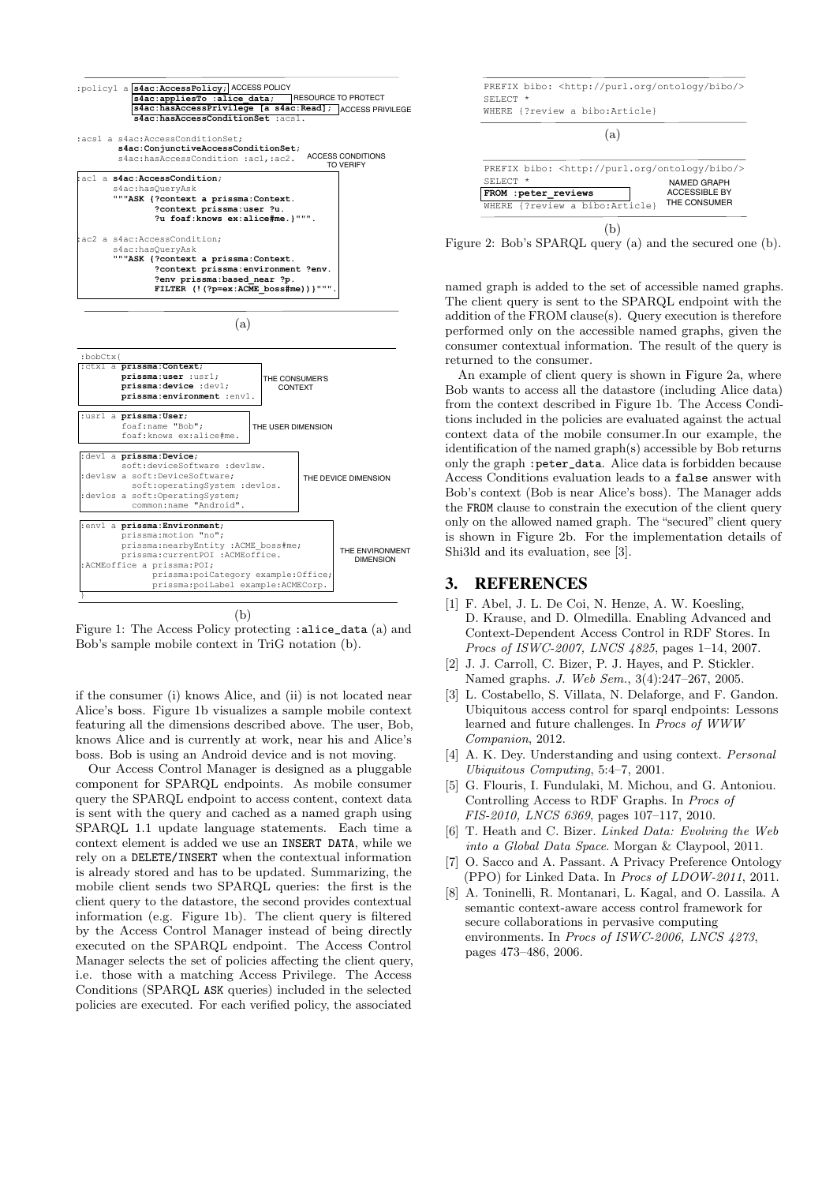```
:policy1 a s4ac:AccessPolicy;                              ACCESS POLICY
           s4ac:appliesTo :alice_data;                     RESOURCE TO PROTECT
           s4ac:hasAccessPrivilege [a s4ac:Read];          ACCESS PRIVILEGE
           s4ac:hasAccessConditionSet :acs1.

:acs1 a s4ac:AccessConditionSet;
        s4ac:ConjunctiveAccessConditionSet;
        s4ac:hasAccessCondition :ac1,:ac2.                 ACCESS CONDITIONS
                                                           TO VERIFY
:ac1 a s4ac:AccessCondition;
       s4ac:hasQueryAsk
       """ASK {?context a prissma:Context.
               ?context prissma:user ?u.
               ?u foaf:knows ex:alice#me.}""".

:ac2 a s4ac:AccessCondition;
       s4ac:hasQueryAsk
       """ASK {?context a prissma:Context.
               ?context prissma:environment ?env.
               ?env prissma:based_near ?p.
               FILTER (!(?p=ex:ACME_boss#me))}""".
```

(a)

```
:bobCtx{
:ctx1 a prissma:Context;
        prissma:user :usr1;                                THE CONSUMER'S
        prissma:device :dev1;                              CONTEXT
        prissma:environment :env1.

:usr1 a prissma:User;
        foaf:name "Bob";                                   THE USER DIMENSION
        foaf:knows ex:alice#me.

:dev1 a prissma:Device;
        soft:deviceSoftware :dev1sw.
:dev1sw a soft:DeviceSoftware;                             THE DEVICE DIMENSION
        soft:operatingSystem :dev1os.
:dev1os a soft:OperatingSystem;
        common:name "Android".

:env1 a prissma:Environment;
        prissma:motion "no";
        prissma:nearbyEntity :ACME_boss#me;                THE ENVIRONMENT
        prissma:currentPOI :ACMEoffice.                    DIMENSION
:ACMEoffice a prissma:POI;
        prissma:poiCategory example:Office;
        prissma:poiLabel example:ACMECorp.
}
```

(b)

Figure 1: The Access Policy protecting `:alice_data` (a) and Bob's sample mobile context in TriG notation (b).

if the consumer (i) knows Alice, and (ii) is not located near Alice's boss. Figure 1b visualizes a sample mobile context featuring all the dimensions described above. The user, Bob, knows Alice and is currently at work, near his and Alice's boss. Bob is using an Android device and is not moving.

Our Access Control Manager is designed as a pluggable component for SPARQL endpoints. As mobile consumer query the SPARQL endpoint to access content, context data is sent with the query and cached as a named graph using SPARQL 1.1 update language statements. Each time a context element is added we use an `INSERT DATA`, while we rely on a `DELETE/INSERT` when the contextual information is already stored and has to be updated. Summarizing, the mobile client sends two SPARQL queries: the first is the client query to the datastore, the second provides contextual information (e.g. Figure 1b). The client query is filtered by the Access Control Manager instead of being directly executed on the SPARQL endpoint. The Access Control Manager selects the set of policies affecting the client query, i.e. those with a matching Access Privilege. The Access Conditions (SPARQL `ASK` queries) included in the selected policies are executed. For each verified policy, the associated

```
PREFIX bibo: <http://purl.org/ontology/bibo/>
SELECT *
WHERE {?review a bibo:Article}
```

(a)

```
PREFIX bibo: <http://purl.org/ontology/bibo/>
SELECT *                                          NAMED GRAPH
FROM :peter_reviews                               ACCESSIBLE BY
WHERE {?review a bibo:Article}                    THE CONSUMER
```

(b)

Figure 2: Bob's SPARQL query (a) and the secured one (b).

named graph is added to the set of accessible named graphs. The client query is sent to the SPARQL endpoint with the addition of the FROM clause(s). Query execution is therefore performed only on the accessible named graphs, given the consumer contextual information. The result of the query is returned to the consumer.

An example of client query is shown in Figure 2a, where Bob wants to access all the datastore (including Alice data) from the context described in Figure 1b. The Access Conditions included in the policies are evaluated against the actual context data of the mobile consumer.In our example, the identification of the named graph(s) accessible by Bob returns only the graph `:peter_data`. Alice data is forbidden because Access Conditions evaluation leads to a `false` answer with Bob's context (Bob is near Alice's boss). The Manager adds the `FROM` clause to constrain the execution of the client query only on the allowed named graph. The "secured" client query is shown in Figure 2b. For the implementation details of Shi3ld and its evaluation, see [3].

## 3. REFERENCES

[1] F. Abel, J. L. De Coi, N. Henze, A. W. Koesling, D. Krause, and D. Olmedilla. Enabling Advanced and Context-Dependent Access Control in RDF Stores. In *Procs of ISWC-2007, LNCS 4825*, pages 1–14, 2007.

[2] J. J. Carroll, C. Bizer, P. J. Hayes, and P. Stickler. Named graphs. *J. Web Sem.*, 3(4):247–267, 2005.

[3] L. Costabello, S. Villata, N. Delaforge, and F. Gandon. Ubiquitous access control for sparql endpoints: Lessons learned and future challenges. In *Procs of WWW Companion*, 2012.

[4] A. K. Dey. Understanding and using context. *Personal Ubiquitous Computing*, 5:4–7, 2001.

[5] G. Flouris, I. Fundulaki, M. Michou, and G. Antoniou. Controlling Access to RDF Graphs. In *Procs of FIS-2010, LNCS 6369*, pages 107–117, 2010.

[6] T. Heath and C. Bizer. *Linked Data: Evolving the Web into a Global Data Space*. Morgan & Claypool, 2011.

[7] O. Sacco and A. Passant. A Privacy Preference Ontology (PPO) for Linked Data. In *Procs of LDOW-2011*, 2011.

[8] A. Toninelli, R. Montanari, L. Kagal, and O. Lassila. A semantic context-aware access control framework for secure collaborations in pervasive computing environments. In *Procs of ISWC-2006, LNCS 4273*, pages 473–486, 2006.